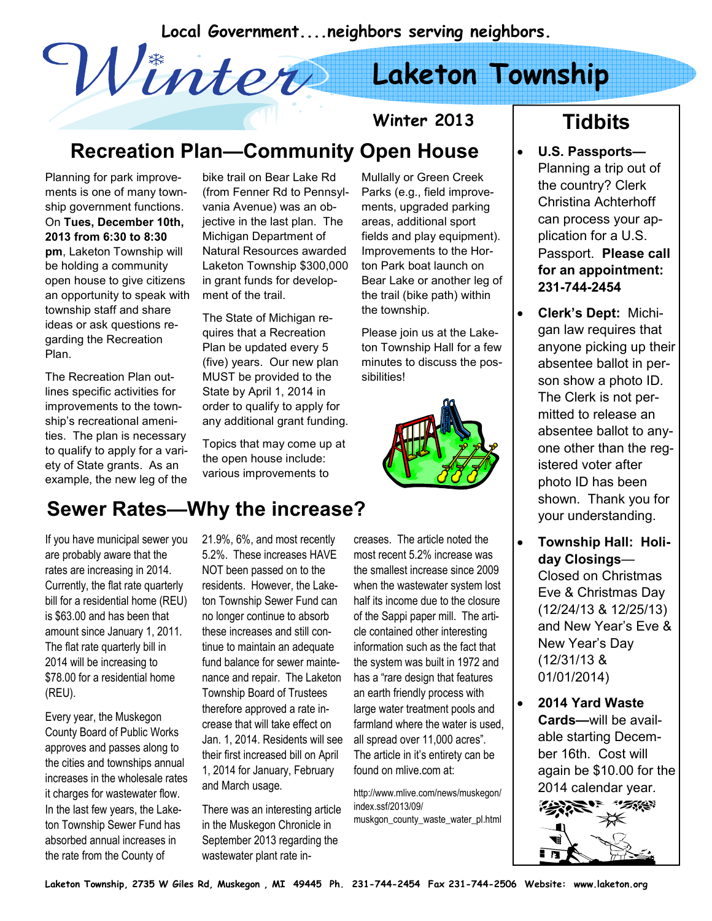Local Government....neighbors serving neighbors.

# Winter — Laketon Township

**Winter 2013**

## Recreation Plan—Community Open House

Planning for park improvements is one of many township government functions. On **Tues, December 10th, 2013 from 6:30 to 8:30 pm**, Laketon Township will be holding a community open house to give citizens an opportunity to speak with township staff and share ideas or ask questions regarding the Recreation Plan.

The Recreation Plan outlines specific activities for improvements to the township's recreational amenities. The plan is necessary to apply for a variety of State grants. As an example, the new leg of the bike trail on Bear Lake Rd (from Fenner Rd to Pennsylvania Avenue) was an objective in the last plan. The Michigan Department of Natural Resources awarded Laketon Township $300,000 in grant funds for development of the trail.

The State of Michigan requires that a Recreation Plan be updated every 5 (five) years. Our new plan MUST be provided to the State by April 1, 2014 in order to qualify to apply for any additional grant funding.

Topics that may come up at the open house include: various improvements to Mullally or Green Creek Parks (e.g., field improvements, upgraded parking areas, additional sport fields and play equipment). Improvements to the Horton Park boat launch on Bear Lake or another leg of the trail (bike path) within the township.

Please join us at the Laketon Township Hall for a few minutes to discuss the possibilities!

## Sewer Rates—Why the increase?

If you have municipal sewer you are probably aware that the rates are increasing in 2014. Currently, the flat rate quarterly bill for a residential home (REU) is $63.00 and has been that amount since January 1, 2011. The flat rate quarterly bill in 2014 will be increasing to $78.00 for a residential home (REU).

Every year, the Muskegon County Board of Public Works approves and passes along to the cities and townships annual increases in the wholesale rates it charges for wastewater flow. In the last few years, the Laketon Township Sewer Fund has absorbed annual increases in the rate from the County of 21.9%, 6%, and most recently 5.2%. These increases HAVE NOT been passed on to the residents. However, the Laketon Township Sewer Fund can no longer continue to absorb these increases and still continue to maintain an adequate fund balance for sewer maintenance and repair. The Laketon Township Board of Trustees therefore approved a rate increase that will take effect on Jan. 1, 2014. Residents will see their first increased bill on April 1, 2014 for January, February and March usage.

There was an interesting article in the Muskegon Chronicle in September 2013 regarding the wastewater plant rate increases. The article noted the most recent 5.2% increase was the smallest increase since 2009 when the wastewater system lost half its income due to the closure of the Sappi paper mill. The article contained other interesting information such as the fact that the system was built in 1972 and has a "rare design that features an earth friendly process with large water treatment pools and farmland where the water is used, all spread over 11,000 acres". The article in it's entirety can be found on mlive.com at:

http://www.mlive.com/news/muskegon/index.ssf/2013/09/muskgon_county_waste_water_pl.html

## Tidbits

- **U.S. Passports—** Planning a trip out of the country? Clerk Christina Achterhoff can process your application for a U.S. Passport. **Please call for an appointment: 231-744-2454**
- **Clerk's Dept:** Michigan law requires that anyone picking up their absentee ballot in person show a photo ID. The Clerk is not permitted to release an absentee ballot to anyone other than the registered voter after photo ID has been shown. Thank you for your understanding.
- **Township Hall: Holiday Closings**—Closed on Christmas Eve & Christmas Day (12/24/13 & 12/25/13) and New Year's Eve & New Year's Day (12/31/13 & 01/01/2014)
- **2014 Yard Waste Cards—**will be available starting December 16th. Cost will again be $10.00 for the 2014 calendar year.

Laketon Township, 2735 W Giles Rd, Muskegon , MI 49445 Ph. 231-744-2454 Fax 231-744-2506 Website: www.laketon.org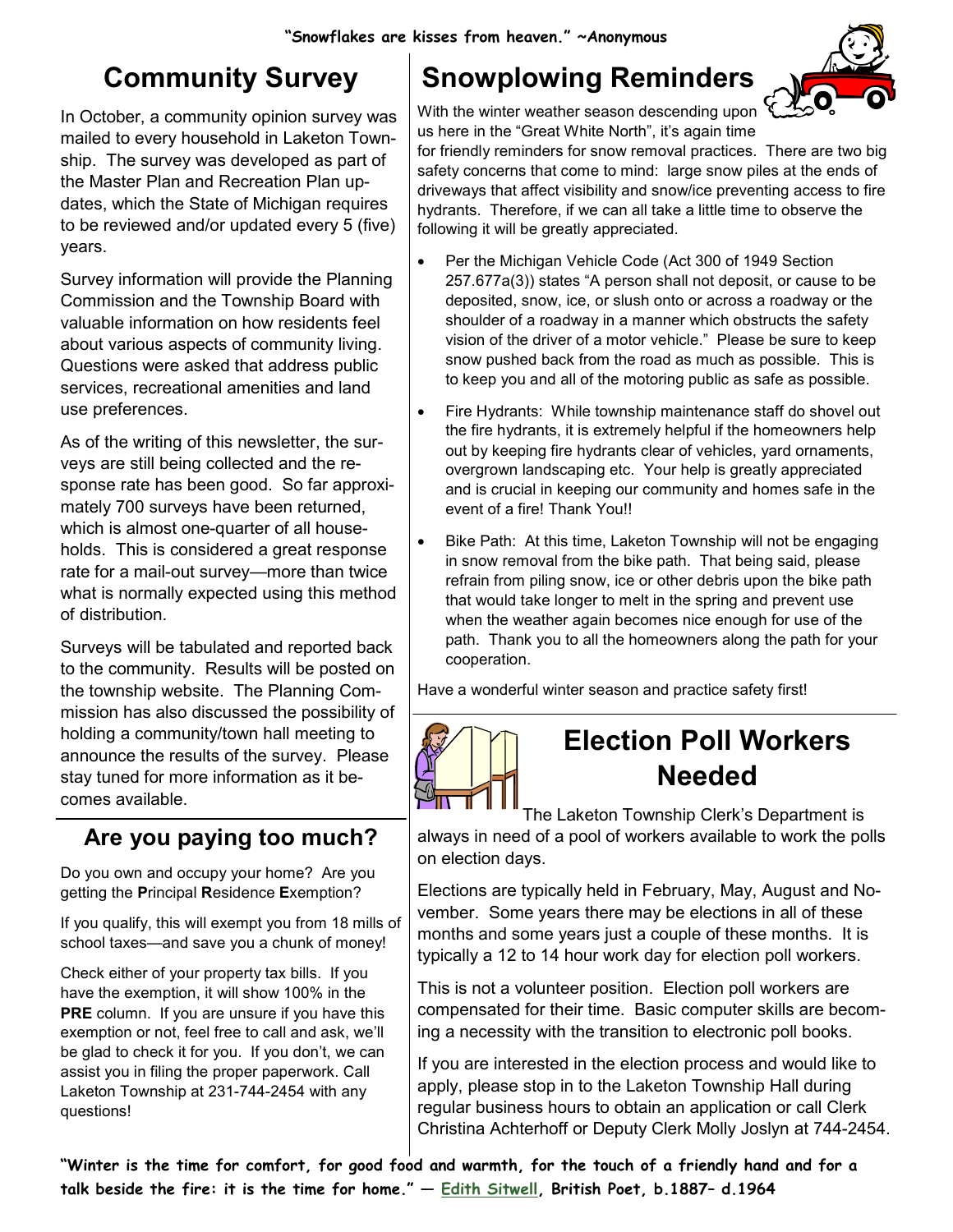**"Snowflakes are kisses from heaven." ~Anonymous**

## Community Survey

In October, a community opinion survey was mailed to every household in Laketon Township. The survey was developed as part of the Master Plan and Recreation Plan updates, which the State of Michigan requires to be reviewed and/or updated every 5 (five) years.

Survey information will provide the Planning Commission and the Township Board with valuable information on how residents feel about various aspects of community living. Questions were asked that address public services, recreational amenities and land use preferences.

As of the writing of this newsletter, the surveys are still being collected and the response rate has been good. So far approximately 700 surveys have been returned, which is almost one-quarter of all households. This is considered a great response rate for a mail-out survey—more than twice what is normally expected using this method of distribution.

Surveys will be tabulated and reported back to the community. Results will be posted on the township website. The Planning Commission has also discussed the possibility of holding a community/town hall meeting to announce the results of the survey. Please stay tuned for more information as it becomes available.

## Are you paying too much?

Do you own and occupy your home? Are you getting the **P**rincipal **R**esidence **E**xemption?

If you qualify, this will exempt you from 18 mills of school taxes—and save you a chunk of money!

Check either of your property tax bills. If you have the exemption, it will show 100% in the **PRE** column. If you are unsure if you have this exemption or not, feel free to call and ask, we'll be glad to check it for you. If you don't, we can assist you in filing the proper paperwork. Call Laketon Township at 231-744-2454 with any questions!

## Snowplowing Reminders

With the winter weather season descending upon us here in the "Great White North", it's again time for friendly reminders for snow removal practices. There are two big safety concerns that come to mind: large snow piles at the ends of driveways that affect visibility and snow/ice preventing access to fire hydrants. Therefore, if we can all take a little time to observe the following it will be greatly appreciated.

- Per the Michigan Vehicle Code (Act 300 of 1949 Section 257.677a(3)) states "A person shall not deposit, or cause to be deposited, snow, ice, or slush onto or across a roadway or the shoulder of a roadway in a manner which obstructs the safety vision of the driver of a motor vehicle." Please be sure to keep snow pushed back from the road as much as possible. This is to keep you and all of the motoring public as safe as possible.
- Fire Hydrants: While township maintenance staff do shovel out the fire hydrants, it is extremely helpful if the homeowners help out by keeping fire hydrants clear of vehicles, yard ornaments, overgrown landscaping etc. Your help is greatly appreciated and is crucial in keeping our community and homes safe in the event of a fire! Thank You!!
- Bike Path: At this time, Laketon Township will not be engaging in snow removal from the bike path. That being said, please refrain from piling snow, ice or other debris upon the bike path that would take longer to melt in the spring and prevent use when the weather again becomes nice enough for use of the path. Thank you to all the homeowners along the path for your cooperation.

Have a wonderful winter season and practice safety first!

## Election Poll Workers Needed

The Laketon Township Clerk's Department is always in need of a pool of workers available to work the polls on election days.

Elections are typically held in February, May, August and November. Some years there may be elections in all of these months and some years just a couple of these months. It is typically a 12 to 14 hour work day for election poll workers.

This is not a volunteer position. Election poll workers are compensated for their time. Basic computer skills are becoming a necessity with the transition to electronic poll books.

If you are interested in the election process and would like to apply, please stop in to the Laketon Township Hall during regular business hours to obtain an application or call Clerk Christina Achterhoff or Deputy Clerk Molly Joslyn at 744-2454.

**"Winter is the time for comfort, for good food and warmth, for the touch of a friendly hand and for a talk beside the fire: it is the time for home." — Edith Sitwell, British Poet, b.1887– d.1964**